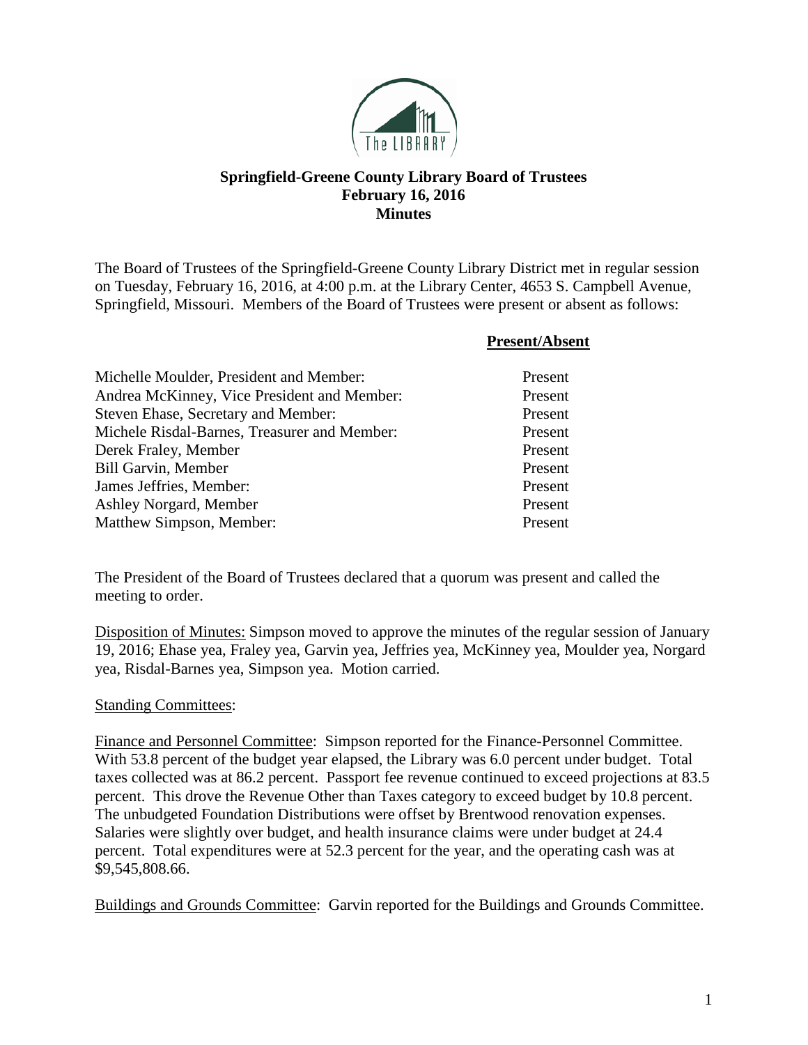**Springfield-Greene County Library Board of Trustees**
**February 16, 2016**
**Minutes**

The Board of Trustees of the Springfield-Greene County Library District met in regular session on Tuesday, February 16, 2016, at 4:00 p.m. at the Library Center, 4653 S. Campbell Avenue, Springfield, Missouri. Members of the Board of Trustees were present or absent as follows:

| | **Present/Absent** |
|---|---|
| Michelle Moulder, President and Member: | Present |
| Andrea McKinney, Vice President and Member: | Present |
| Steven Ehase, Secretary and Member: | Present |
| Michele Risdal-Barnes, Treasurer and Member: | Present |
| Derek Fraley, Member | Present |
| Bill Garvin, Member | Present |
| James Jeffries, Member: | Present |
| Ashley Norgard, Member | Present |
| Matthew Simpson, Member: | Present |

The President of the Board of Trustees declared that a quorum was present and called the meeting to order.

Disposition of Minutes: Simpson moved to approve the minutes of the regular session of January 19, 2016; Ehase yea, Fraley yea, Garvin yea, Jeffries yea, McKinney yea, Moulder yea, Norgard yea, Risdal-Barnes yea, Simpson yea. Motion carried.

Standing Committees:

Finance and Personnel Committee: Simpson reported for the Finance-Personnel Committee. With 53.8 percent of the budget year elapsed, the Library was 6.0 percent under budget. Total taxes collected was at 86.2 percent. Passport fee revenue continued to exceed projections at 83.5 percent. This drove the Revenue Other than Taxes category to exceed budget by 10.8 percent. The unbudgeted Foundation Distributions were offset by Brentwood renovation expenses. Salaries were slightly over budget, and health insurance claims were under budget at 24.4 percent. Total expenditures were at 52.3 percent for the year, and the operating cash was at $9,545,808.66.

Buildings and Grounds Committee: Garvin reported for the Buildings and Grounds Committee.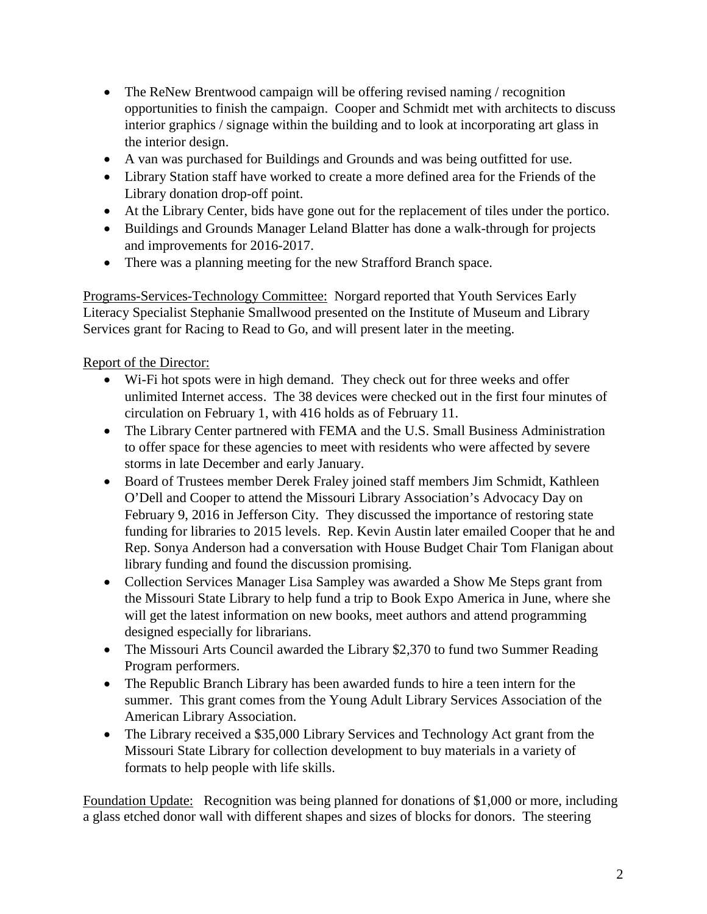- The ReNew Brentwood campaign will be offering revised naming / recognition opportunities to finish the campaign. Cooper and Schmidt met with architects to discuss interior graphics / signage within the building and to look at incorporating art glass in the interior design.
- A van was purchased for Buildings and Grounds and was being outfitted for use.
- Library Station staff have worked to create a more defined area for the Friends of the Library donation drop-off point.
- At the Library Center, bids have gone out for the replacement of tiles under the portico.
- Buildings and Grounds Manager Leland Blatter has done a walk-through for projects and improvements for 2016-2017.
- There was a planning meeting for the new Strafford Branch space.

<u>Programs-Services-Technology Committee:</u> Norgard reported that Youth Services Early Literacy Specialist Stephanie Smallwood presented on the Institute of Museum and Library Services grant for Racing to Read to Go, and will present later in the meeting.

<u>Report of the Director:</u>

- Wi-Fi hot spots were in high demand. They check out for three weeks and offer unlimited Internet access. The 38 devices were checked out in the first four minutes of circulation on February 1, with 416 holds as of February 11.
- The Library Center partnered with FEMA and the U.S. Small Business Administration to offer space for these agencies to meet with residents who were affected by severe storms in late December and early January.
- Board of Trustees member Derek Fraley joined staff members Jim Schmidt, Kathleen O'Dell and Cooper to attend the Missouri Library Association's Advocacy Day on February 9, 2016 in Jefferson City. They discussed the importance of restoring state funding for libraries to 2015 levels. Rep. Kevin Austin later emailed Cooper that he and Rep. Sonya Anderson had a conversation with House Budget Chair Tom Flanigan about library funding and found the discussion promising.
- Collection Services Manager Lisa Sampley was awarded a Show Me Steps grant from the Missouri State Library to help fund a trip to Book Expo America in June, where she will get the latest information on new books, meet authors and attend programming designed especially for librarians.
- The Missouri Arts Council awarded the Library $2,370 to fund two Summer Reading Program performers.
- The Republic Branch Library has been awarded funds to hire a teen intern for the summer. This grant comes from the Young Adult Library Services Association of the American Library Association.
- The Library received a $35,000 Library Services and Technology Act grant from the Missouri State Library for collection development to buy materials in a variety of formats to help people with life skills.

<u>Foundation Update:</u> Recognition was being planned for donations of $1,000 or more, including a glass etched donor wall with different shapes and sizes of blocks for donors. The steering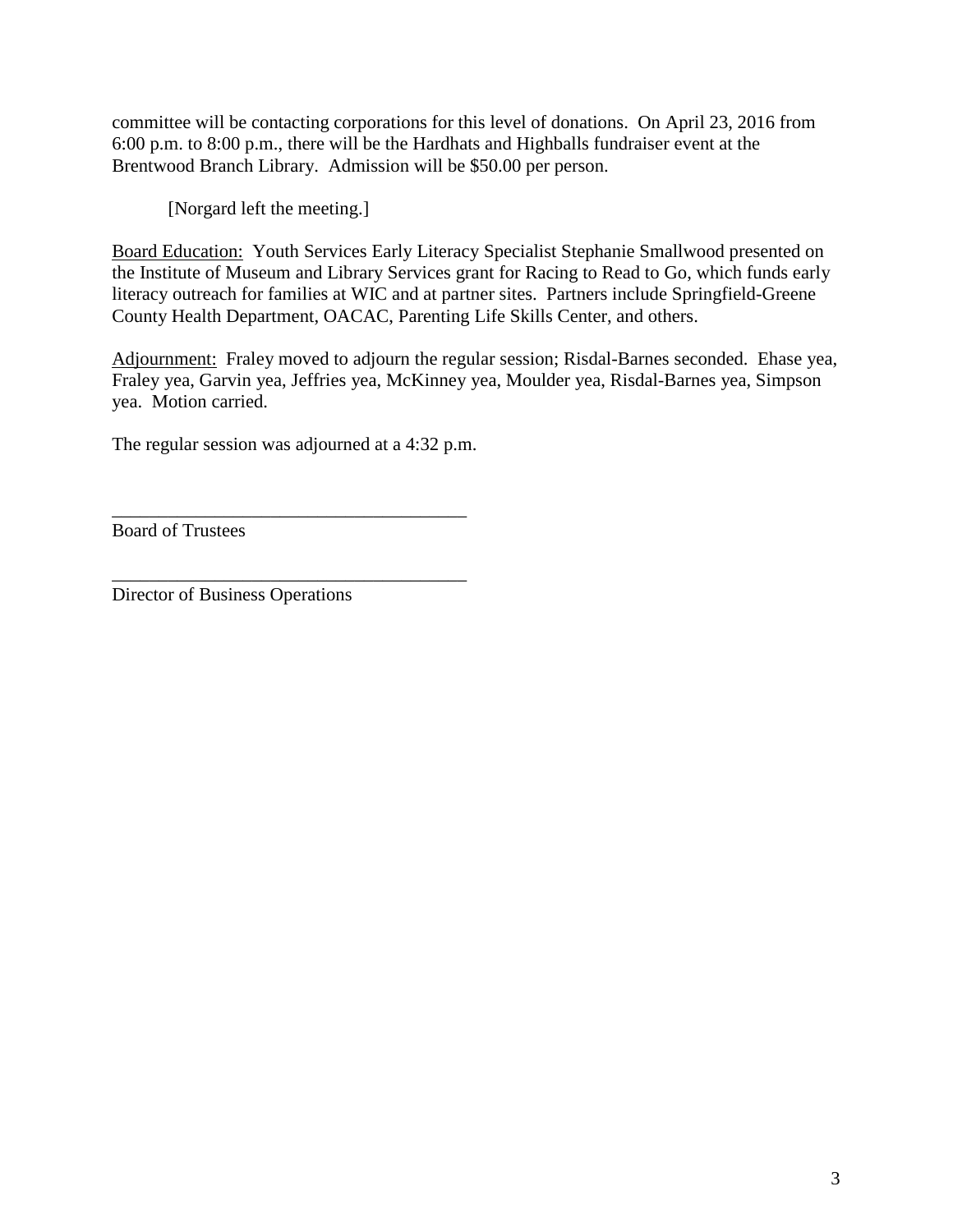committee will be contacting corporations for this level of donations. On April 23, 2016 from 6:00 p.m. to 8:00 p.m., there will be the Hardhats and Highballs fundraiser event at the Brentwood Branch Library. Admission will be $50.00 per person.

[Norgard left the meeting.]

<u>Board Education:</u> Youth Services Early Literacy Specialist Stephanie Smallwood presented on the Institute of Museum and Library Services grant for Racing to Read to Go, which funds early literacy outreach for families at WIC and at partner sites. Partners include Springfield-Greene County Health Department, OACAC, Parenting Life Skills Center, and others.

<u>Adjournment:</u> Fraley moved to adjourn the regular session; Risdal-Barnes seconded. Ehase yea, Fraley yea, Garvin yea, Jeffries yea, McKinney yea, Moulder yea, Risdal-Barnes yea, Simpson yea. Motion carried.

The regular session was adjourned at a 4:32 p.m.

\_\_\_\_\_\_\_\_\_\_\_\_\_\_\_\_\_\_\_\_\_\_\_\_\_\_\_\_\_\_\_\_\_\_\_\_\_\_\_

Board of Trustees

\_\_\_\_\_\_\_\_\_\_\_\_\_\_\_\_\_\_\_\_\_\_\_\_\_\_\_\_\_\_\_\_\_\_\_\_\_\_\_

Director of Business Operations